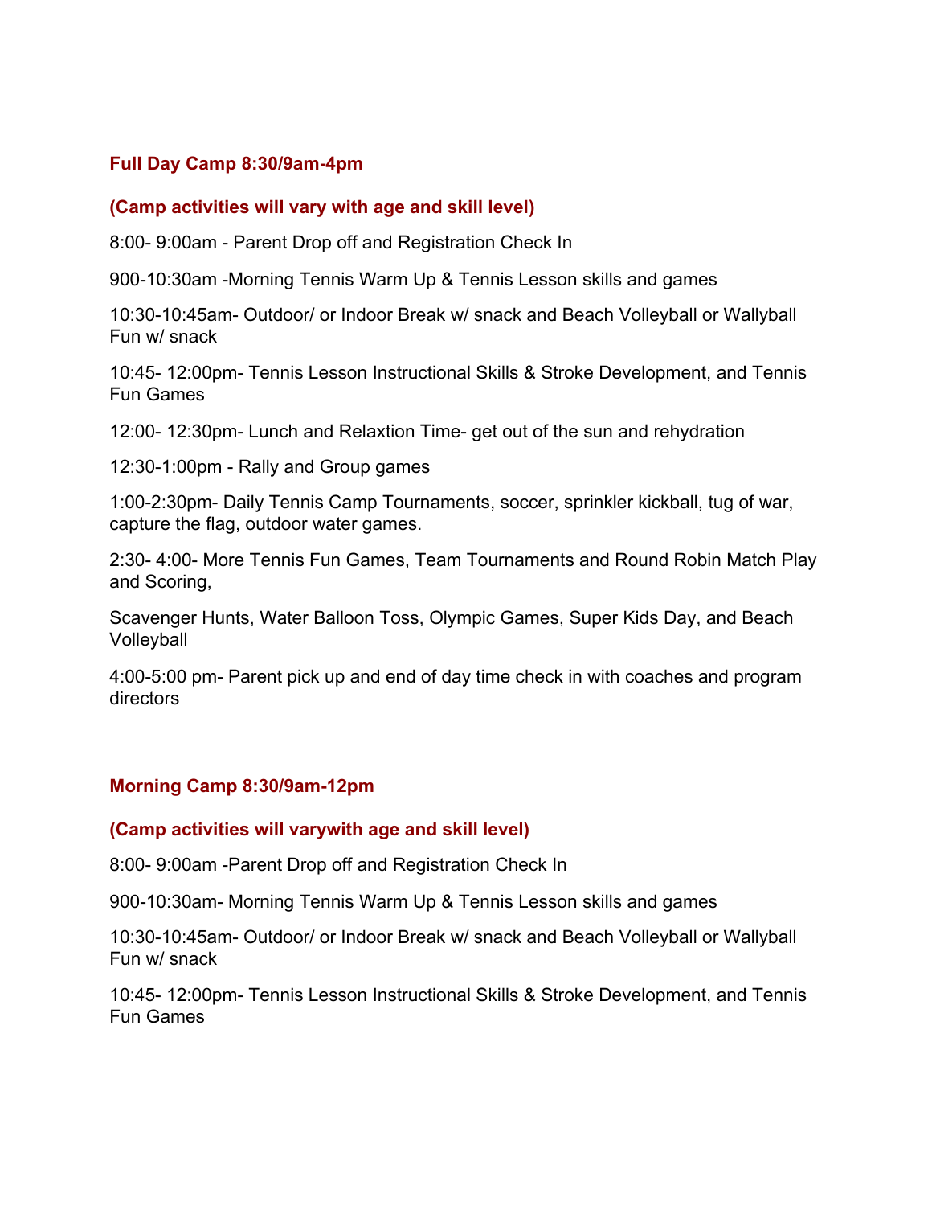## Full Day Camp 8:30/9am-4pm

**(Camp activities will vary with age and skill level)**

8:00- 9:00am - Parent Drop off and Registration Check In

900-10:30am -Morning Tennis Warm Up & Tennis Lesson skills and games

10:30-10:45am- Outdoor/ or Indoor Break w/ snack and Beach Volleyball or Wallyball Fun w/ snack

10:45- 12:00pm- Tennis Lesson Instructional Skills & Stroke Development, and Tennis Fun Games

12:00- 12:30pm- Lunch and Relaxtion Time- get out of the sun and rehydration

12:30-1:00pm - Rally and Group games

1:00-2:30pm- Daily Tennis Camp Tournaments, soccer, sprinkler kickball, tug of war, capture the flag, outdoor water games.

2:30- 4:00- More Tennis Fun Games, Team Tournaments and Round Robin Match Play and Scoring,

Scavenger Hunts, Water Balloon Toss, Olympic Games, Super Kids Day, and Beach Volleyball

4:00-5:00 pm- Parent pick up and end of day time check in with coaches and program directors

## Morning Camp 8:30/9am-12pm

**(Camp activities will varywith age and skill level)**

8:00- 9:00am -Parent Drop off and Registration Check In

900-10:30am- Morning Tennis Warm Up & Tennis Lesson skills and games

10:30-10:45am- Outdoor/ or Indoor Break w/ snack and Beach Volleyball or Wallyball Fun w/ snack

10:45- 12:00pm- Tennis Lesson Instructional Skills & Stroke Development, and Tennis Fun Games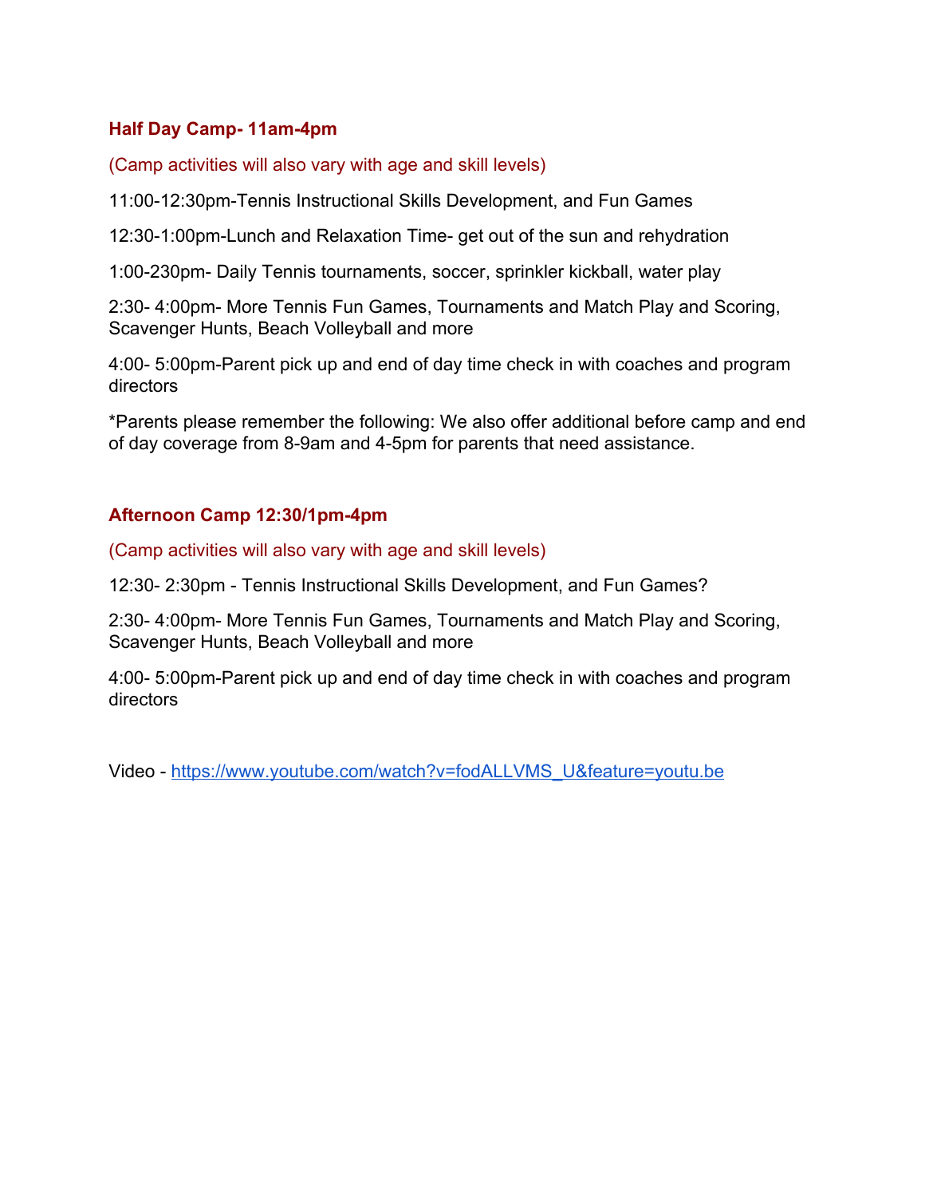### Half Day Camp- 11am-4pm

(Camp activities will also vary with age and skill levels)

11:00-12:30pm-Tennis Instructional Skills Development, and Fun Games

12:30-1:00pm-Lunch and Relaxation Time- get out of the sun and rehydration

1:00-230pm- Daily Tennis tournaments, soccer, sprinkler kickball, water play

2:30- 4:00pm- More Tennis Fun Games, Tournaments and Match Play and Scoring, Scavenger Hunts, Beach Volleyball and more

4:00- 5:00pm-Parent pick up and end of day time check in with coaches and program directors

*Parents please remember the following: We also offer additional before camp and end of day coverage from 8-9am and 4-5pm for parents that need assistance.

### Afternoon Camp 12:30/1pm-4pm

(Camp activities will also vary with age and skill levels)

12:30- 2:30pm - Tennis Instructional Skills Development, and Fun Games?

2:30- 4:00pm- More Tennis Fun Games, Tournaments and Match Play and Scoring, Scavenger Hunts, Beach Volleyball and more

4:00- 5:00pm-Parent pick up and end of day time check in with coaches and program directors

Video - [https://www.youtube.com/watch?v=fodALLVMS_U&feature=youtu.be](https://www.youtube.com/watch?v=fodALLVMS_U&feature=youtu.be)